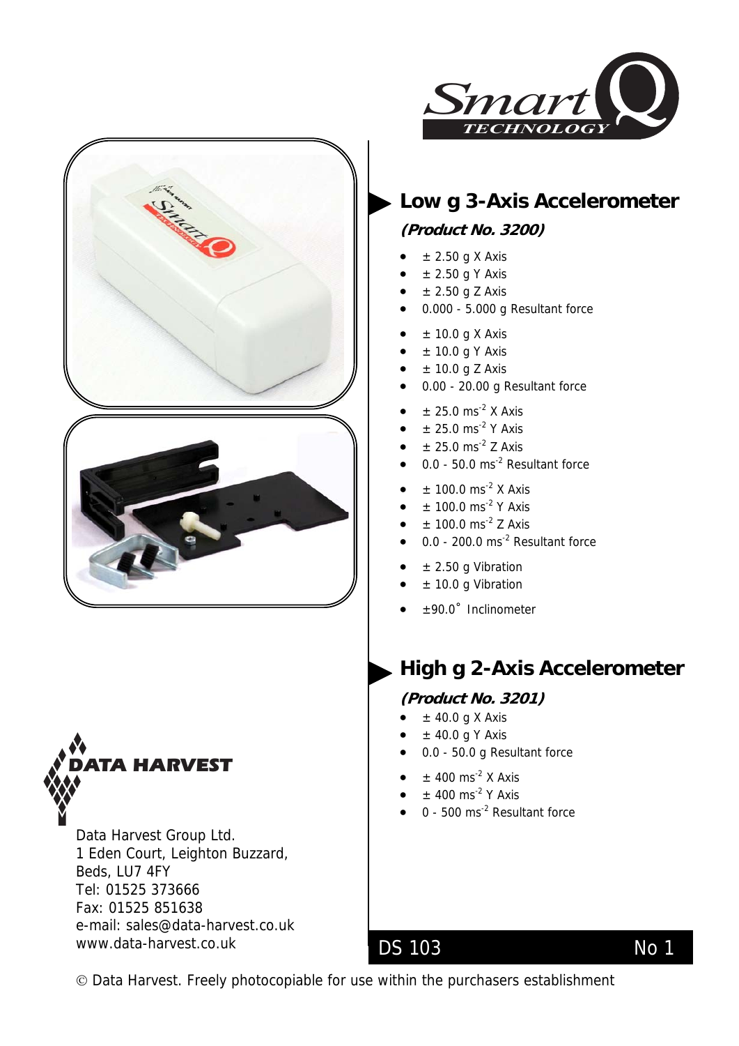# Low g 3-Axis Accelerometer

### *(Product No. 3200)*

- ± 2.50 g X Axis
- ± 2.50 g Y Axis
- ± 2.50 g Z Axis
- 0.000 - 5.000 g Resultant force

- ± 10.0 g X Axis
- ± 10.0 g Y Axis
- ± 10.0 g Z Axis
- 0.00 - 20.00 g Resultant force

- ± 25.0 $ms^{-2}$ X Axis
- ± 25.0 $ms^{-2}$ Y Axis
- ± 25.0 $ms^{-2}$ Z Axis
- 0.0 - 50.0 $ms^{-2}$ Resultant force

- ± 100.0 $ms^{-2}$ X Axis
- ± 100.0 $ms^{-2}$ Y Axis
- ± 100.0 $ms^{-2}$ Z Axis
- 0.0 - 200.0 $ms^{-2}$ Resultant force

- ± 2.50 g Vibration
- ± 10.0 g Vibration

- ±90.0° Inclinometer

# High g 2-Axis Accelerometer

### *(Product No. 3201)*

- ± 40.0 g X Axis
- ± 40.0 g Y Axis
- 0.0 - 50.0 g Resultant force

- ± 400 $ms^{-2}$ X Axis
- ± 400 $ms^{-2}$ Y Axis
- 0 - 500 $ms^{-2}$ Resultant force

**DATA HARVEST**

Data Harvest Group Ltd.
1 Eden Court, Leighton Buzzard,
Beds, LU7 4FY
Tel: 01525 373666
Fax: 01525 851638
e-mail: sales@data-harvest.co.uk
www.data-harvest.co.uk

DS 103 No 1

© Data Harvest. Freely photocopiable for use within the purchasers establishment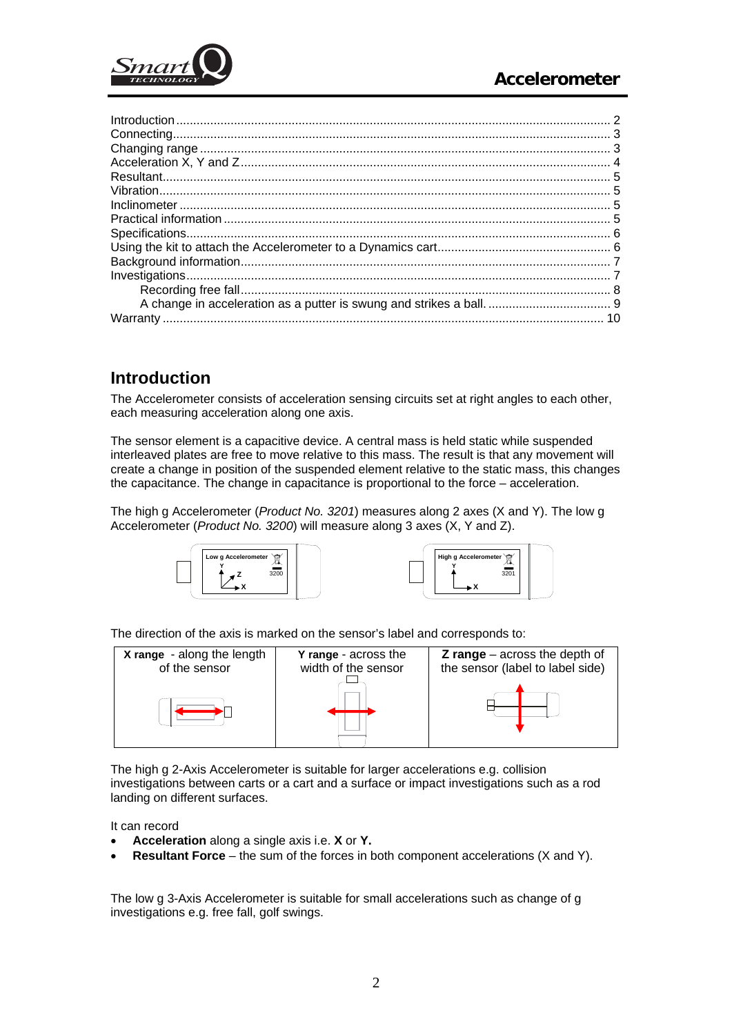# Accelerometer

Introduction ........................................................................................................................ 2
Connecting ........................................................................................................................... 3
Changing range ................................................................................................................... 3
Acceleration X, Y and Z ....................................................................................................... 4
Resultant .............................................................................................................................. 5
Vibration ............................................................................................................................... 5
Inclinometer ......................................................................................................................... 5
Practical information ............................................................................................................ 5
Specifications ....................................................................................................................... 6
Using the kit to attach the Accelerometer to a Dynamics cart ............................................. 6
Background information ....................................................................................................... 7
Investigations ....................................................................................................................... 7
    Recording free fall ........................................................................................................... 8
    A change in acceleration as a putter is swung and strikes a ball. ................................... 9
Warranty ............................................................................................................................. 10

## Introduction

The Accelerometer consists of acceleration sensing circuits set at right angles to each other, each measuring acceleration along one axis.

The sensor element is a capacitive device. A central mass is held static while suspended interleaved plates are free to move relative to this mass. The result is that any movement will create a change in position of the suspended element relative to the static mass, this changes the capacitance. The change in capacitance is proportional to the force – acceleration.

The high g Accelerometer (*Product No. 3201*) measures along 2 axes (X and Y). The low g Accelerometer (*Product No. 3200*) will measure along 3 axes (X, Y and Z).

The direction of the axis is marked on the sensor's label and corresponds to:

| **X range** - along the length of the sensor | **Y range** - across the width of the sensor | **Z range** – across the depth of the sensor (label to label side) |
|---|---|---|

The high g 2-Axis Accelerometer is suitable for larger accelerations e.g. collision investigations between carts or a cart and a surface or impact investigations such as a rod landing on different surfaces.

It can record

- **Acceleration** along a single axis i.e. **X** or **Y.**
- **Resultant Force** – the sum of the forces in both component accelerations (X and Y).

The low g 3-Axis Accelerometer is suitable for small accelerations such as change of g investigations e.g. free fall, golf swings.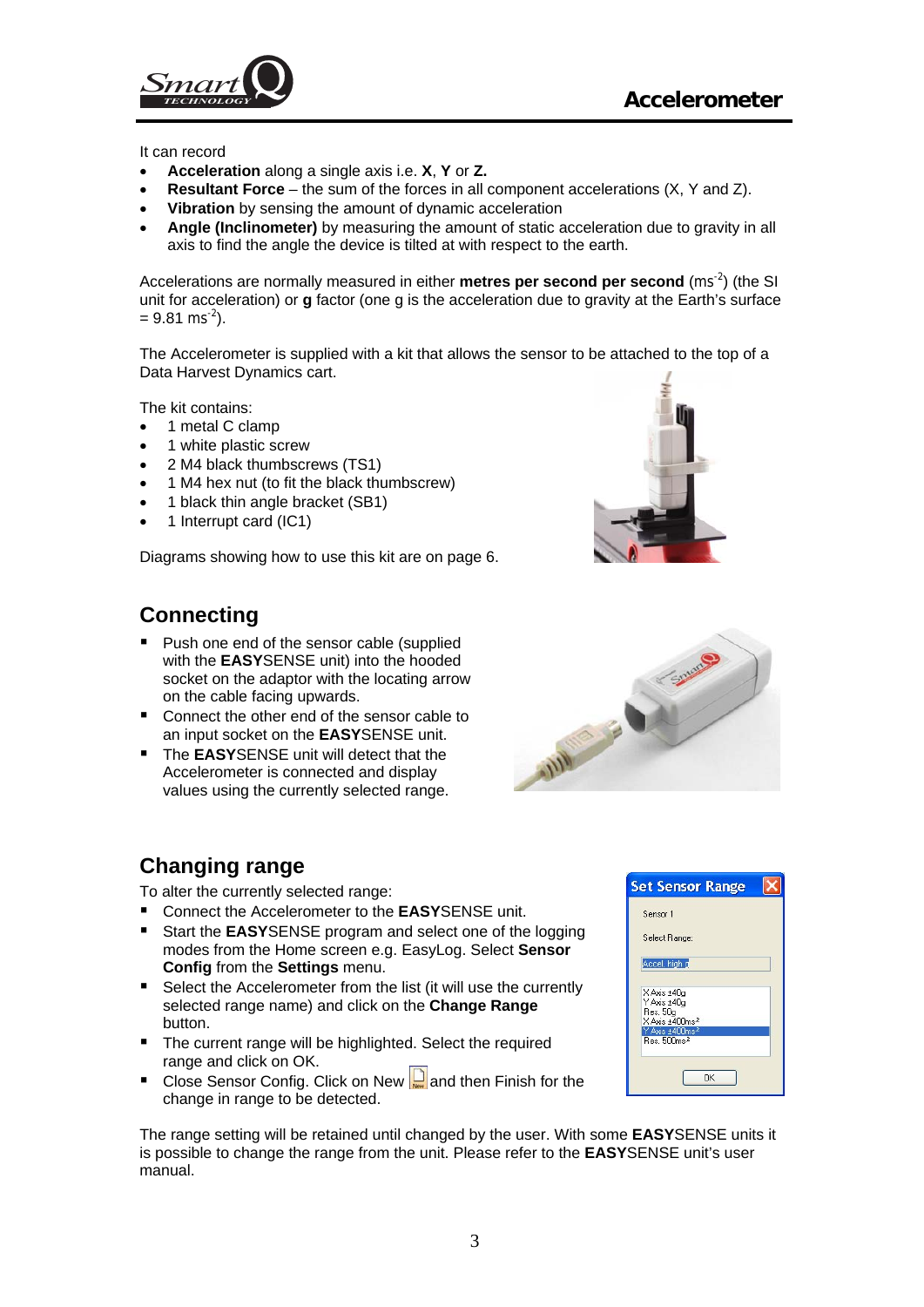It can record

- **Acceleration** along a single axis i.e. **X**, **Y** or **Z.**
- **Resultant Force** – the sum of the forces in all component accelerations (X, Y and Z).
- **Vibration** by sensing the amount of dynamic acceleration
- **Angle (Inclinometer)** by measuring the amount of static acceleration due to gravity in all axis to find the angle the device is tilted at with respect to the earth.

Accelerations are normally measured in either **metres per second per second** ($ms^{-2}$) (the SI unit for acceleration) or **g** factor (one g is the acceleration due to gravity at the Earth's surface = 9.81 $ms^{-2}$).

The Accelerometer is supplied with a kit that allows the sensor to be attached to the top of a Data Harvest Dynamics cart.

The kit contains:

- 1 metal C clamp
- 1 white plastic screw
- 2 M4 black thumbscrews (TS1)
- 1 M4 hex nut (to fit the black thumbscrew)
- 1 black thin angle bracket (SB1)
- 1 Interrupt card (IC1)

Diagrams showing how to use this kit are on page 6.

## Connecting

- Push one end of the sensor cable (supplied with the **EASY**SENSE unit) into the hooded socket on the adaptor with the locating arrow on the cable facing upwards.
- Connect the other end of the sensor cable to an input socket on the **EASY**SENSE unit.
- The **EASY**SENSE unit will detect that the Accelerometer is connected and display values using the currently selected range.

## Changing range

To alter the currently selected range:

- Connect the Accelerometer to the **EASY**SENSE unit.
- Start the **EASY**SENSE program and select one of the logging modes from the Home screen e.g. EasyLog. Select **Sensor Config** from the **Settings** menu.
- Select the Accelerometer from the list (it will use the currently selected range name) and click on the **Change Range** button.
- The current range will be highlighted. Select the required range and click on OK.
- Close Sensor Config. Click on New and then Finish for the change in range to be detected.

The range setting will be retained until changed by the user. With some **EASY**SENSE units it is possible to change the range from the unit. Please refer to the **EASY**SENSE unit's user manual.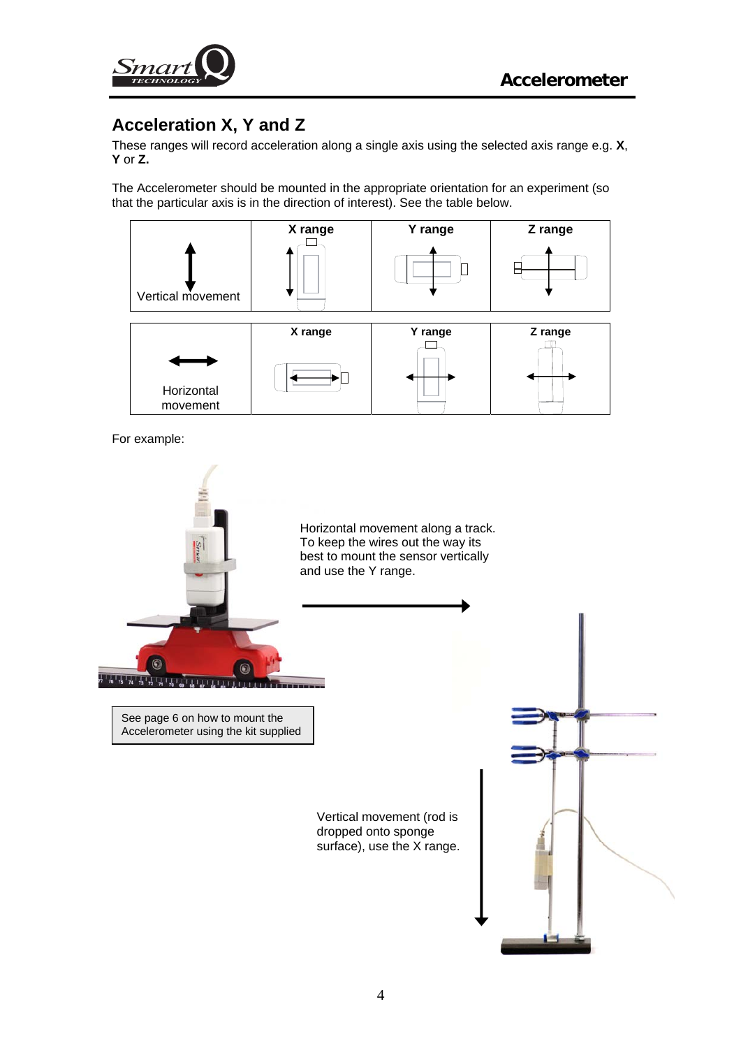## Acceleration X, Y and Z

These ranges will record acceleration along a single axis using the selected axis range e.g. **X**, **Y** or **Z.**

The Accelerometer should be mounted in the appropriate orientation for an experiment (so that the particular axis is in the direction of interest). See the table below.

| Vertical movement | X range | Y range | Z range |
|---|---|---|---|
| Horizontal movement | X range | Y range | Z range |

For example:

Horizontal movement along a track. To keep the wires out the way its best to mount the sensor vertically and use the Y range.

See page 6 on how to mount the Accelerometer using the kit supplied

Vertical movement (rod is dropped onto sponge surface), use the X range.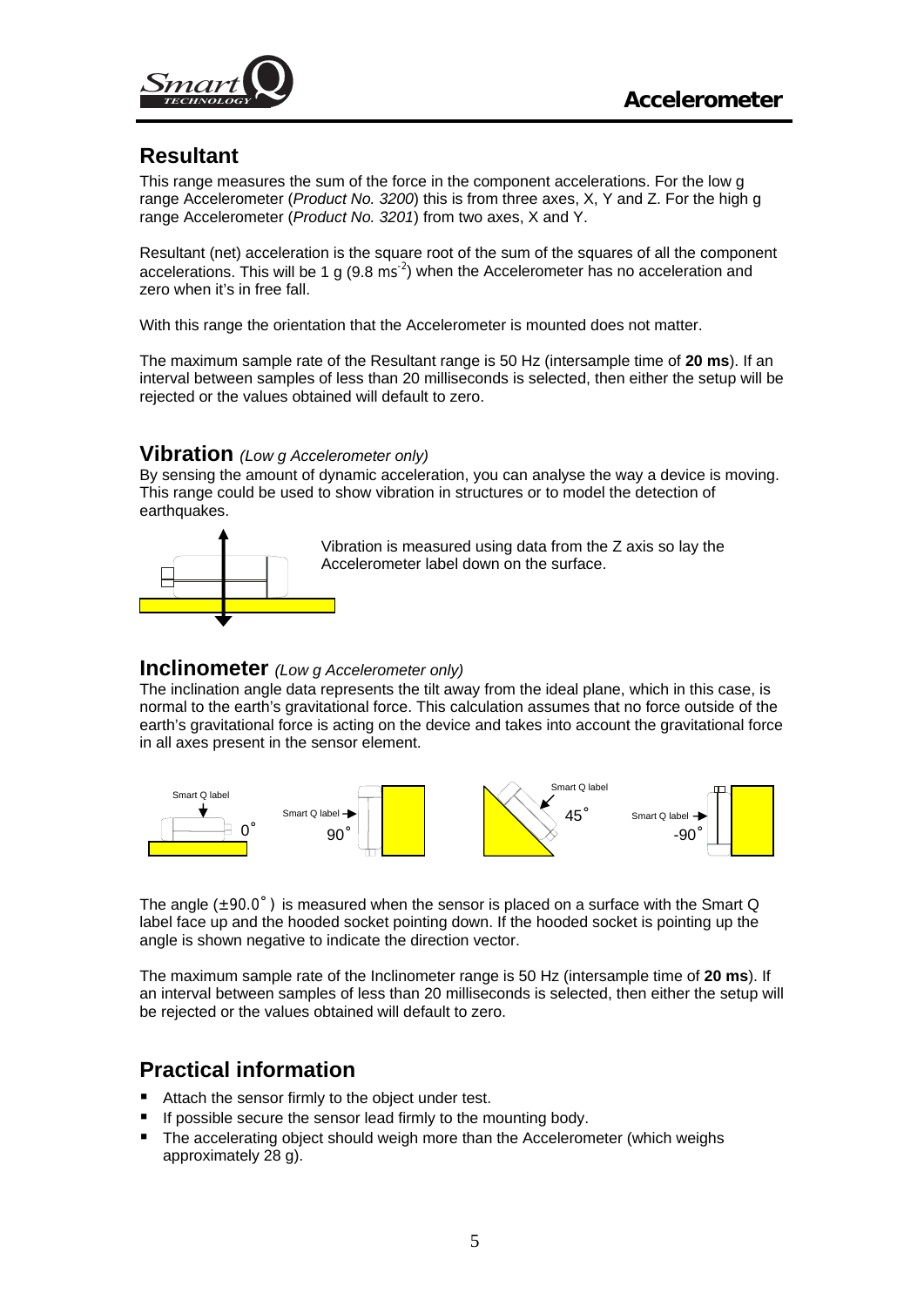## Resultant

This range measures the sum of the force in the component accelerations. For the low g range Accelerometer (*Product No. 3200*) this is from three axes, X, Y and Z. For the high g range Accelerometer (*Product No. 3201*) from two axes, X and Y.

Resultant (net) acceleration is the square root of the sum of the squares of all the component accelerations. This will be 1 g (9.8 $ms^{-2}$) when the Accelerometer has no acceleration and zero when it's in free fall.

With this range the orientation that the Accelerometer is mounted does not matter.

The maximum sample rate of the Resultant range is 50 Hz (intersample time of **20 ms**). If an interval between samples of less than 20 milliseconds is selected, then either the setup will be rejected or the values obtained will default to zero.

## Vibration *(Low g Accelerometer only)*

By sensing the amount of dynamic acceleration, you can analyse the way a device is moving. This range could be used to show vibration in structures or to model the detection of earthquakes.

Vibration is measured using data from the Z axis so lay the Accelerometer label down on the surface.

## Inclinometer *(Low g Accelerometer only)*

The inclination angle data represents the tilt away from the ideal plane, which in this case, is normal to the earth's gravitational force. This calculation assumes that no force outside of the earth's gravitational force is acting on the device and takes into account the gravitational force in all axes present in the sensor element.

Smart Q label 0° &nbsp;&nbsp; Smart Q label 90° &nbsp;&nbsp; Smart Q label 45° &nbsp;&nbsp; Smart Q label -90°

The angle (±90.0°) is measured when the sensor is placed on a surface with the Smart Q label face up and the hooded socket pointing down. If the hooded socket is pointing up the angle is shown negative to indicate the direction vector.

The maximum sample rate of the Inclinometer range is 50 Hz (intersample time of **20 ms**). If an interval between samples of less than 20 milliseconds is selected, then either the setup will be rejected or the values obtained will default to zero.

## Practical information

- Attach the sensor firmly to the object under test.
- If possible secure the sensor lead firmly to the mounting body.
- The accelerating object should weigh more than the Accelerometer (which weighs approximately 28 g).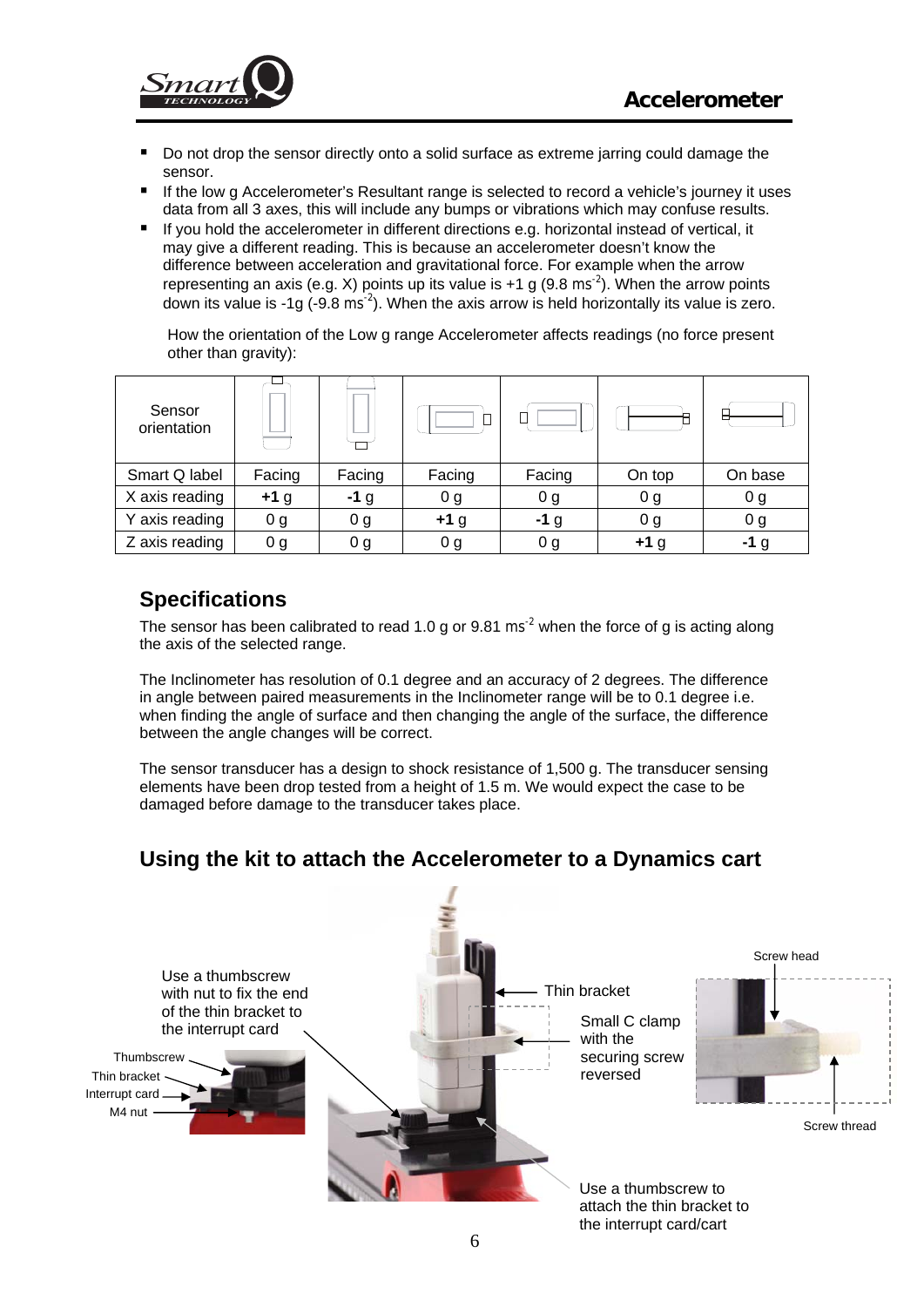- Do not drop the sensor directly onto a solid surface as extreme jarring could damage the sensor.
- If the low g Accelerometer's Resultant range is selected to record a vehicle's journey it uses data from all 3 axes, this will include any bumps or vibrations which may confuse results.
- If you hold the accelerometer in different directions e.g. horizontal instead of vertical, it may give a different reading. This is because an accelerometer doesn't know the difference between acceleration and gravitational force. For example when the arrow representing an axis (e.g. X) points up its value is +1 g (9.8 ms$^{-2}$). When the arrow points down its value is -1g (-9.8 ms$^{-2}$). When the axis arrow is held horizontally its value is zero.

How the orientation of the Low g range Accelerometer affects readings (no force present other than gravity):

| Sensor orientation | | | | | | |
|---|---|---|---|---|---|---|
| Smart Q label | Facing | Facing | Facing | Facing | On top | On base |
| X axis reading | **+1** g | **-1** g | 0 g | 0 g | 0 g | 0 g |
| Y axis reading | 0 g | 0 g | **+1** g | **-1** g | 0 g | 0 g |
| Z axis reading | 0 g | 0 g | 0 g | 0 g | **+1** g | **-1** g |

## Specifications

The sensor has been calibrated to read 1.0 g or 9.81 ms$^{-2}$ when the force of g is acting along the axis of the selected range.

The Inclinometer has resolution of 0.1 degree and an accuracy of 2 degrees. The difference in angle between paired measurements in the Inclinometer range will be to 0.1 degree i.e. when finding the angle of surface and then changing the angle of the surface, the difference between the angle changes will be correct.

The sensor transducer has a design to shock resistance of 1,500 g. The transducer sensing elements have been drop tested from a height of 1.5 m. We would expect the case to be damaged before damage to the transducer takes place.

## Using the kit to attach the Accelerometer to a Dynamics cart

Use a thumbscrew with nut to fix the end of the thin bracket to the interrupt card

Thumbscrew
Thin bracket
Interrupt card
M4 nut

Thin bracket

Small C clamp with the securing screw reversed

Screw head

Screw thread

Use a thumbscrew to attach the thin bracket to the interrupt card/cart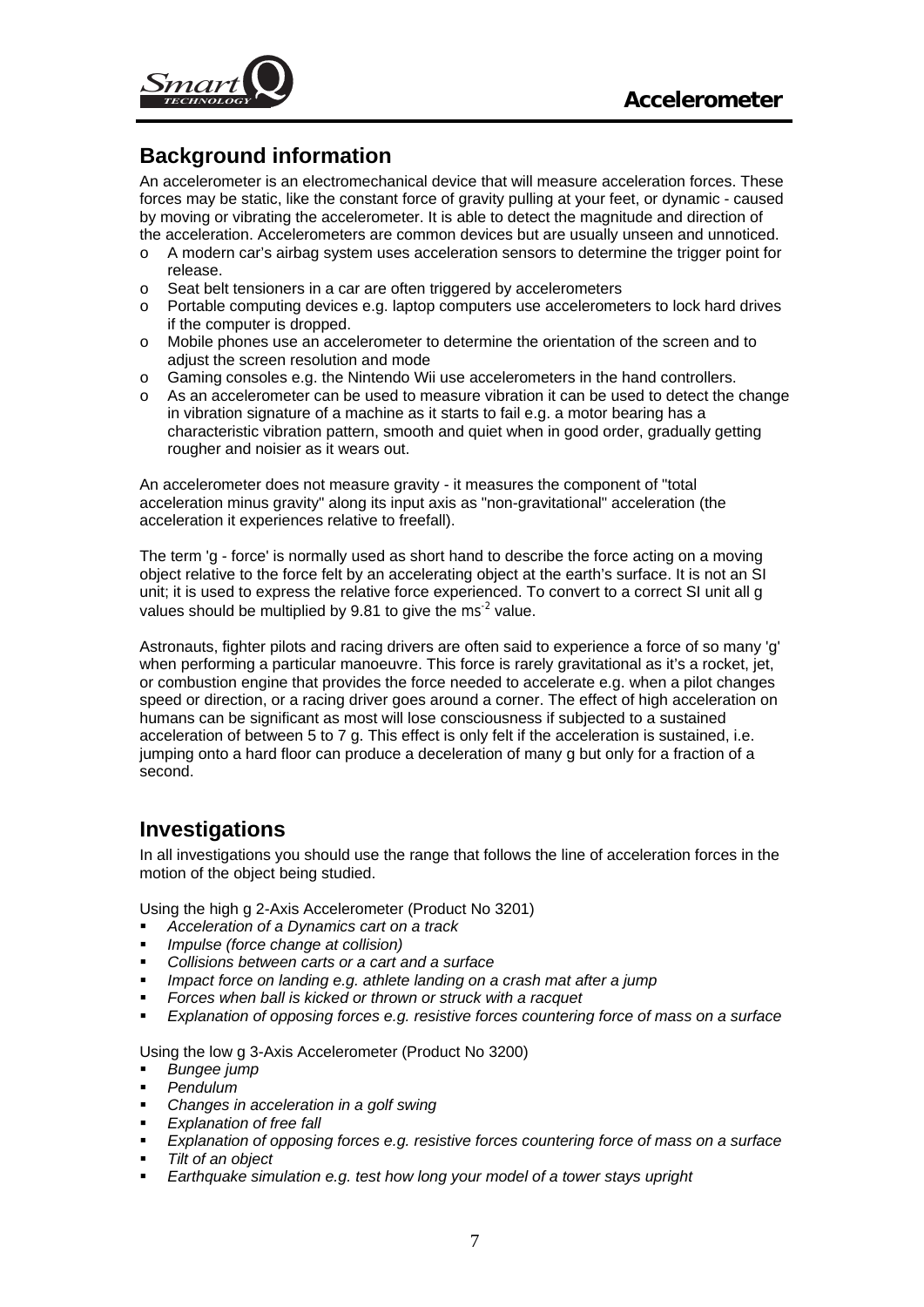# Accelerometer

## Background information

An accelerometer is an electromechanical device that will measure acceleration forces. These forces may be static, like the constant force of gravity pulling at your feet, or dynamic - caused by moving or vibrating the accelerometer. It is able to detect the magnitude and direction of the acceleration. Accelerometers are common devices but are usually unseen and unnoticed.

- A modern car's airbag system uses acceleration sensors to determine the trigger point for release.
- Seat belt tensioners in a car are often triggered by accelerometers
- Portable computing devices e.g. laptop computers use accelerometers to lock hard drives if the computer is dropped.
- Mobile phones use an accelerometer to determine the orientation of the screen and to adjust the screen resolution and mode
- Gaming consoles e.g. the Nintendo Wii use accelerometers in the hand controllers.
- As an accelerometer can be used to measure vibration it can be used to detect the change in vibration signature of a machine as it starts to fail e.g. a motor bearing has a characteristic vibration pattern, smooth and quiet when in good order, gradually getting rougher and noisier as it wears out.

An accelerometer does not measure gravity - it measures the component of "total acceleration minus gravity" along its input axis as "non-gravitational" acceleration (the acceleration it experiences relative to freefall).

The term 'g - force' is normally used as short hand to describe the force acting on a moving object relative to the force felt by an accelerating object at the earth's surface. It is not an SI unit; it is used to express the relative force experienced. To convert to a correct SI unit all g values should be multiplied by 9.81 to give the $ms^{-2}$ value.

Astronauts, fighter pilots and racing drivers are often said to experience a force of so many 'g' when performing a particular manoeuvre. This force is rarely gravitational as it's a rocket, jet, or combustion engine that provides the force needed to accelerate e.g. when a pilot changes speed or direction, or a racing driver goes around a corner. The effect of high acceleration on humans can be significant as most will lose consciousness if subjected to a sustained acceleration of between 5 to 7 g. This effect is only felt if the acceleration is sustained, i.e. jumping onto a hard floor can produce a deceleration of many g but only for a fraction of a second.

## Investigations

In all investigations you should use the range that follows the line of acceleration forces in the motion of the object being studied.

Using the high g 2-Axis Accelerometer (Product No 3201)

- *Acceleration of a Dynamics cart on a track*
- *Impulse (force change at collision)*
- *Collisions between carts or a cart and a surface*
- *Impact force on landing e.g. athlete landing on a crash mat after a jump*
- *Forces when ball is kicked or thrown or struck with a racquet*
- *Explanation of opposing forces e.g. resistive forces countering force of mass on a surface*

Using the low g 3-Axis Accelerometer (Product No 3200)

- *Bungee jump*
- *Pendulum*
- *Changes in acceleration in a golf swing*
- *Explanation of free fall*
- *Explanation of opposing forces e.g. resistive forces countering force of mass on a surface*
- *Tilt of an object*
- *Earthquake simulation e.g. test how long your model of a tower stays upright*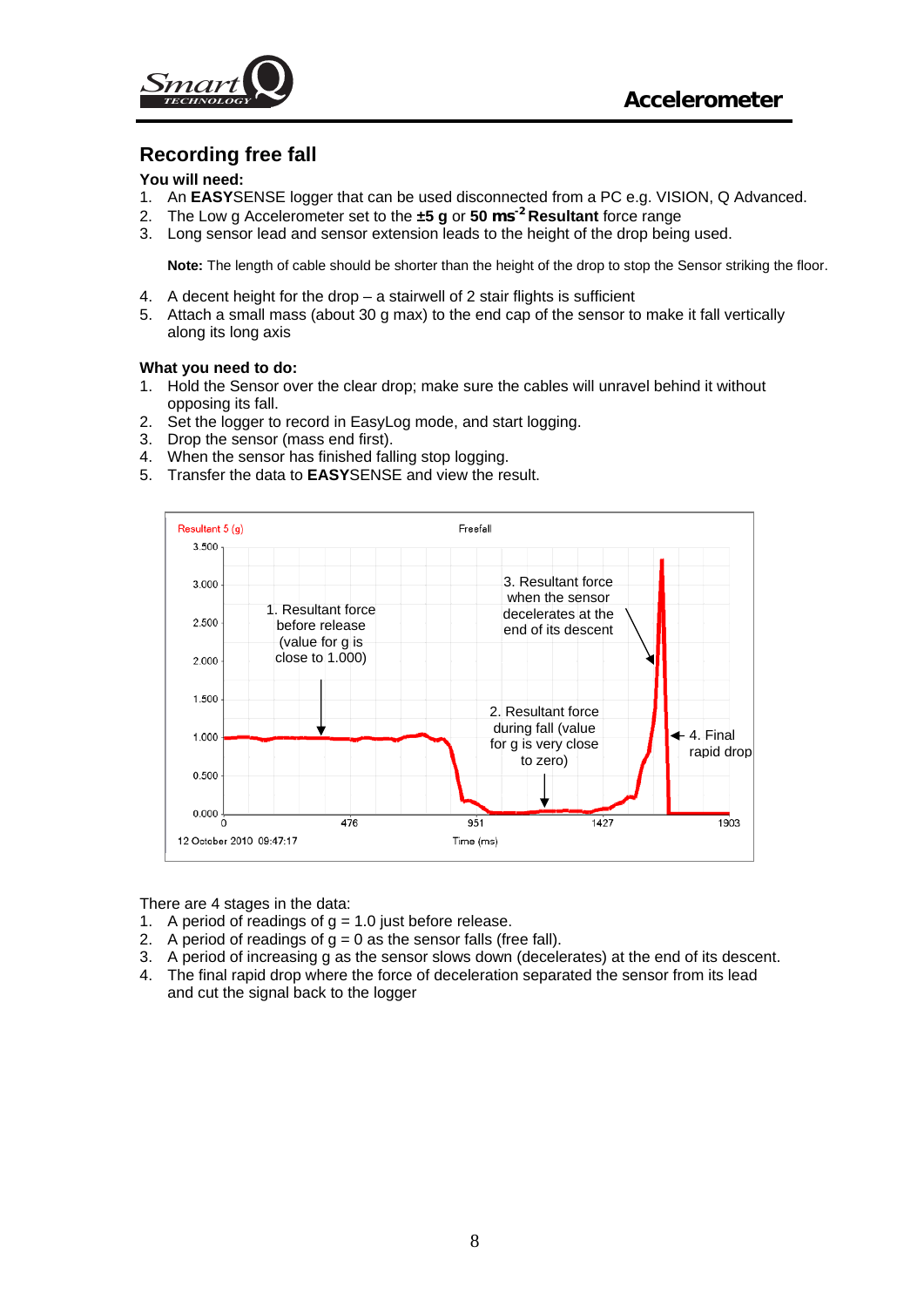## Recording free fall

**You will need:**

1. An **EASY**SENSE logger that can be used disconnected from a PC e.g. VISION, Q Advanced.
2. The Low g Accelerometer set to the **±5 g** or **50 $ms^{-2}$ Resultant** force range
3. Long sensor lead and sensor extension leads to the height of the drop being used.

   **Note:** The length of cable should be shorter than the height of the drop to stop the Sensor striking the floor.

4. A decent height for the drop – a stairwell of 2 stair flights is sufficient
5. Attach a small mass (about 30 g max) to the end cap of the sensor to make it fall vertically along its long axis

**What you need to do:**

1. Hold the Sensor over the clear drop; make sure the cables will unravel behind it without opposing its fall.
2. Set the logger to record in EasyLog mode, and start logging.
3. Drop the sensor (mass end first).
4. When the sensor has finished falling stop logging.
5. Transfer the data to **EASY**SENSE and view the result.

Resultant 5 (g) — Freefall

1. Resultant force before release (value for g is close to 1.000)

2. Resultant force during fall (value for g is very close to zero)

3. Resultant force when the sensor decelerates at the end of its descent

4. Final rapid drop

12 October 2010 09:47:17 — Time (ms)

There are 4 stages in the data:

1. A period of readings of g = 1.0 just before release.
2. A period of readings of g = 0 as the sensor falls (free fall).
3. A period of increasing g as the sensor slows down (decelerates) at the end of its descent.
4. The final rapid drop where the force of deceleration separated the sensor from its lead and cut the signal back to the logger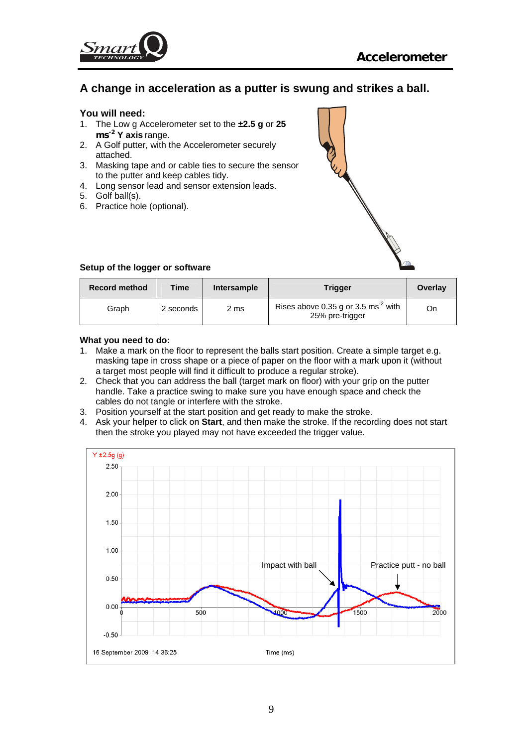# A change in acceleration as a putter is swung and strikes a ball.

**You will need:**

1. The Low g Accelerometer set to the **±2.5 g** or **25 ms$^{-2}$ Y axis** range.
2. A Golf putter, with the Accelerometer securely attached.
3. Masking tape and or cable ties to secure the sensor to the putter and keep cables tidy.
4. Long sensor lead and sensor extension leads.
5. Golf ball(s).
6. Practice hole (optional).

**Setup of the logger or software**

| Record method | Time | Intersample | Trigger | Overlay |
|---|---|---|---|---|
| Graph | 2 seconds | 2 ms | Rises above 0.35 g or 3.5 ms$^{-2}$ with 25% pre-trigger | On |

**What you need to do:**

1. Make a mark on the floor to represent the balls start position. Create a simple target e.g. masking tape in cross shape or a piece of paper on the floor with a mark upon it (without a target most people will find it difficult to produce a regular stroke).
2. Check that you can address the ball (target mark on floor) with your grip on the putter handle. Take a practice swing to make sure you have enough space and check the cables do not tangle or interfere with the stroke.
3. Position yourself at the start position and get ready to make the stroke.
4. Ask your helper to click on **Start**, and then make the stroke. If the recording does not start then the stroke you played may not have exceeded the trigger value.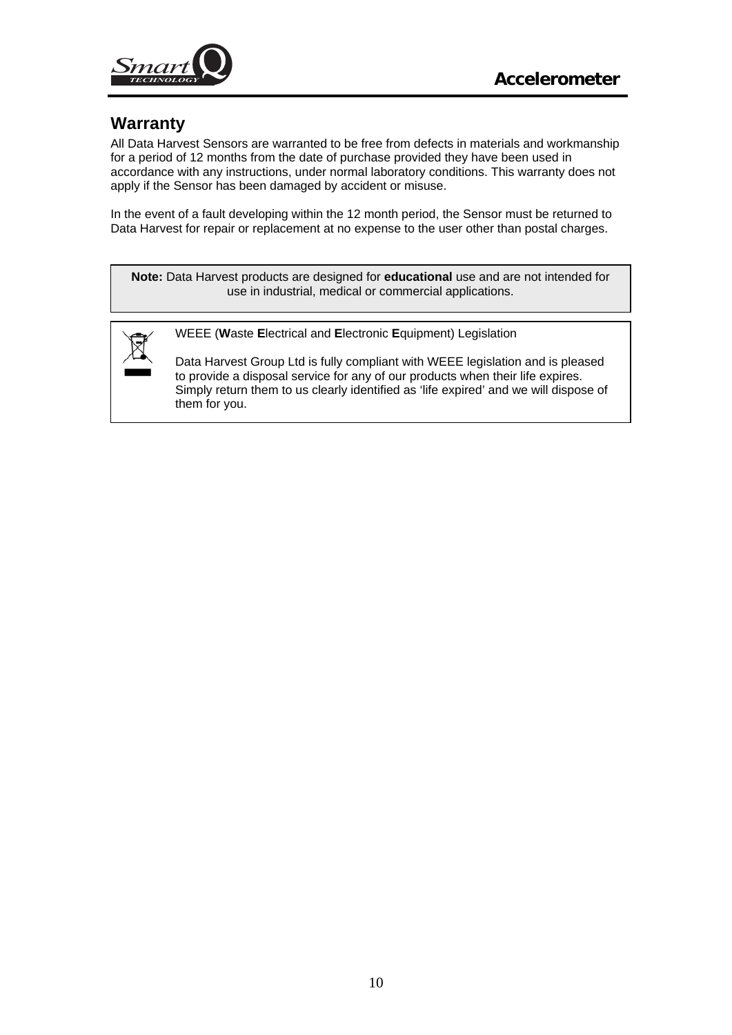## Warranty

All Data Harvest Sensors are warranted to be free from defects in materials and workmanship for a period of 12 months from the date of purchase provided they have been used in accordance with any instructions, under normal laboratory conditions. This warranty does not apply if the Sensor has been damaged by accident or misuse.

In the event of a fault developing within the 12 month period, the Sensor must be returned to Data Harvest for repair or replacement at no expense to the user other than postal charges.

**Note:** Data Harvest products are designed for **educational** use and are not intended for use in industrial, medical or commercial applications.

WEEE (**W**aste **E**lectrical and **E**lectronic **E**quipment) Legislation

Data Harvest Group Ltd is fully compliant with WEEE legislation and is pleased to provide a disposal service for any of our products when their life expires. Simply return them to us clearly identified as 'life expired' and we will dispose of them for you.